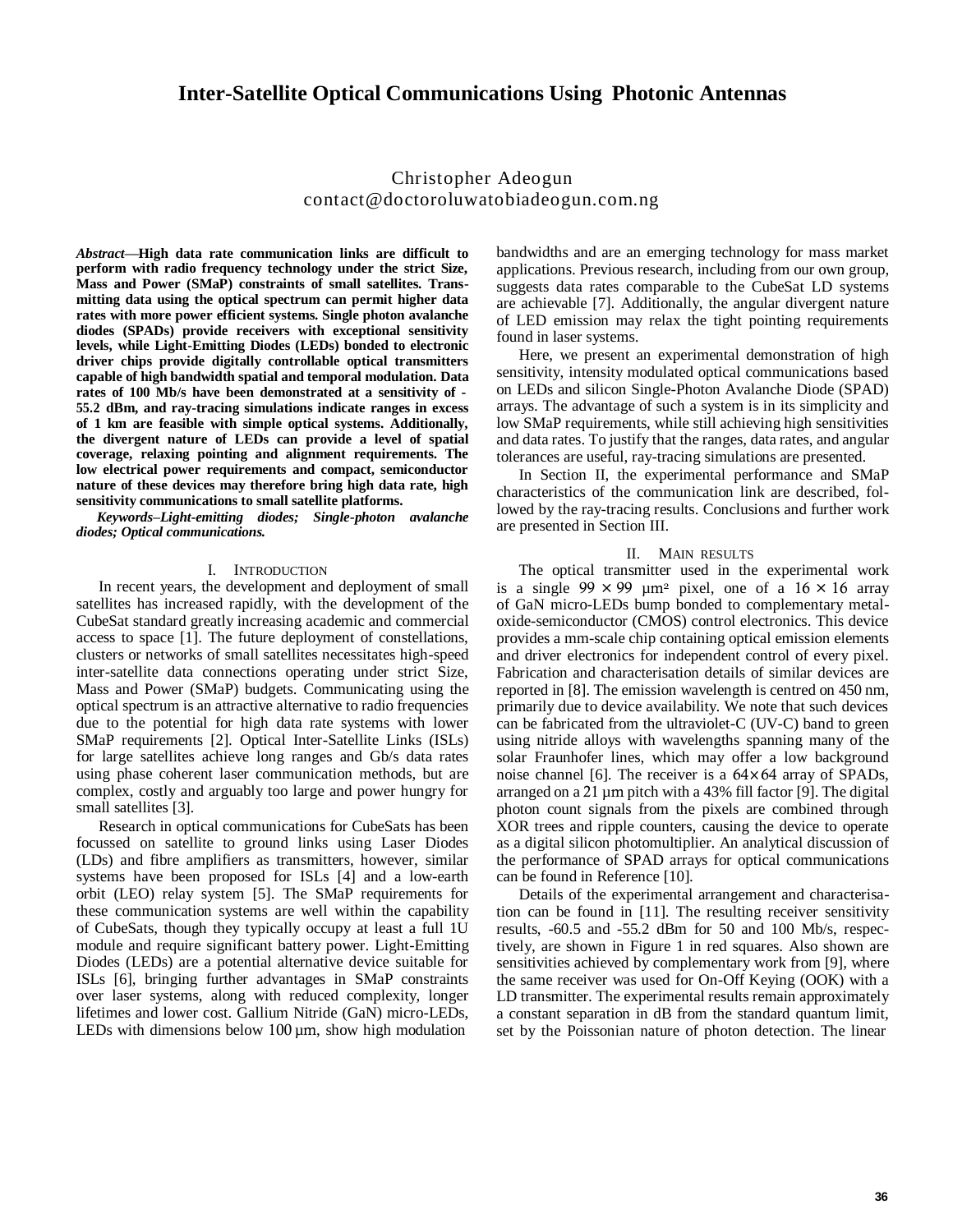# Inter-Satellite Optical Communications Using Photonic Antennas

Christopher Adeogun
contact@doctoroluwatobiadeogun.com.ng

***Abstract*—High data rate communication links are difficult to perform with radio frequency technology under the strict Size, Mass and Power (SMaP) constraints of small satellites. Transmitting data using the optical spectrum can permit higher data rates with more power efficient systems. Single photon avalanche diodes (SPADs) provide receivers with exceptional sensitivity levels, while Light-Emitting Diodes (LEDs) bonded to electronic driver chips provide digitally controllable optical transmitters capable of high bandwidth spatial and temporal modulation. Data rates of 100 Mb/s have been demonstrated at a sensitivity of -55.2 dBm, and ray-tracing simulations indicate ranges in excess of 1 km are feasible with simple optical systems. Additionally, the divergent nature of LEDs can provide a level of spatial coverage, relaxing pointing and alignment requirements. The low electrical power requirements and compact, semiconductor nature of these devices may therefore bring high data rate, high sensitivity communications to small satellite platforms.**

***Keywords–Light-emitting diodes; Single-photon avalanche diodes; Optical communications.***

## I. Introduction

In recent years, the development and deployment of small satellites has increased rapidly, with the development of the CubeSat standard greatly increasing academic and commercial access to space [1]. The future deployment of constellations, clusters or networks of small satellites necessitates high-speed inter-satellite data connections operating under strict Size, Mass and Power (SMaP) budgets. Communicating using the optical spectrum is an attractive alternative to radio frequencies due to the potential for high data rate systems with lower SMaP requirements [2]. Optical Inter-Satellite Links (ISLs) for large satellites achieve long ranges and Gb/s data rates using phase coherent laser communication methods, but are complex, costly and arguably too large and power hungry for small satellites [3].

Research in optical communications for CubeSats has been focussed on satellite to ground links using Laser Diodes (LDs) and fibre amplifiers as transmitters, however, similar systems have been proposed for ISLs [4] and a low-earth orbit (LEO) relay system [5]. The SMaP requirements for these communication systems are well within the capability of CubeSats, though they typically occupy at least a full 1U module and require significant battery power. Light-Emitting Diodes (LEDs) are a potential alternative device suitable for ISLs [6], bringing further advantages in SMaP constraints over laser systems, along with reduced complexity, longer lifetimes and lower cost. Gallium Nitride (GaN) micro-LEDs, LEDs with dimensions below 100 µm, show high modulation bandwidths and are an emerging technology for mass market applications. Previous research, including from our own group, suggests data rates comparable to the CubeSat LD systems are achievable [7]. Additionally, the angular divergent nature of LED emission may relax the tight pointing requirements found in laser systems.

Here, we present an experimental demonstration of high sensitivity, intensity modulated optical communications based on LEDs and silicon Single-Photon Avalanche Diode (SPAD) arrays. The advantage of such a system is in its simplicity and low SMaP requirements, while still achieving high sensitivities and data rates. To justify that the ranges, data rates, and angular tolerances are useful, ray-tracing simulations are presented.

In Section II, the experimental performance and SMaP characteristics of the communication link are described, followed by the ray-tracing results. Conclusions and further work are presented in Section III.

## II. Main results

The optical transmitter used in the experimental work is a single $99 \times 99$ µm² pixel, one of a $16 \times 16$ array of GaN micro-LEDs bump bonded to complementary metal-oxide-semiconductor (CMOS) control electronics. This device provides a mm-scale chip containing optical emission elements and driver electronics for independent control of every pixel. Fabrication and characterisation details of similar devices are reported in [8]. The emission wavelength is centred on 450 nm, primarily due to device availability. We note that such devices can be fabricated from the ultraviolet-C (UV-C) band to green using nitride alloys with wavelengths spanning many of the solar Fraunhofer lines, which may offer a low background noise channel [6]. The receiver is a $64 \times 64$ array of SPADs, arranged on a 21 µm pitch with a 43% fill factor [9]. The digital photon count signals from the pixels are combined through XOR trees and ripple counters, causing the device to operate as a digital silicon photomultiplier. An analytical discussion of the performance of SPAD arrays for optical communications can be found in Reference [10].

Details of the experimental arrangement and characterisation can be found in [11]. The resulting receiver sensitivity results, -60.5 and -55.2 dBm for 50 and 100 Mb/s, respectively, are shown in Figure 1 in red squares. Also shown are sensitivities achieved by complementary work from [9], where the same receiver was used for On-Off Keying (OOK) with a LD transmitter. The experimental results remain approximately a constant separation in dB from the standard quantum limit, set by the Poissonian nature of photon detection. The linear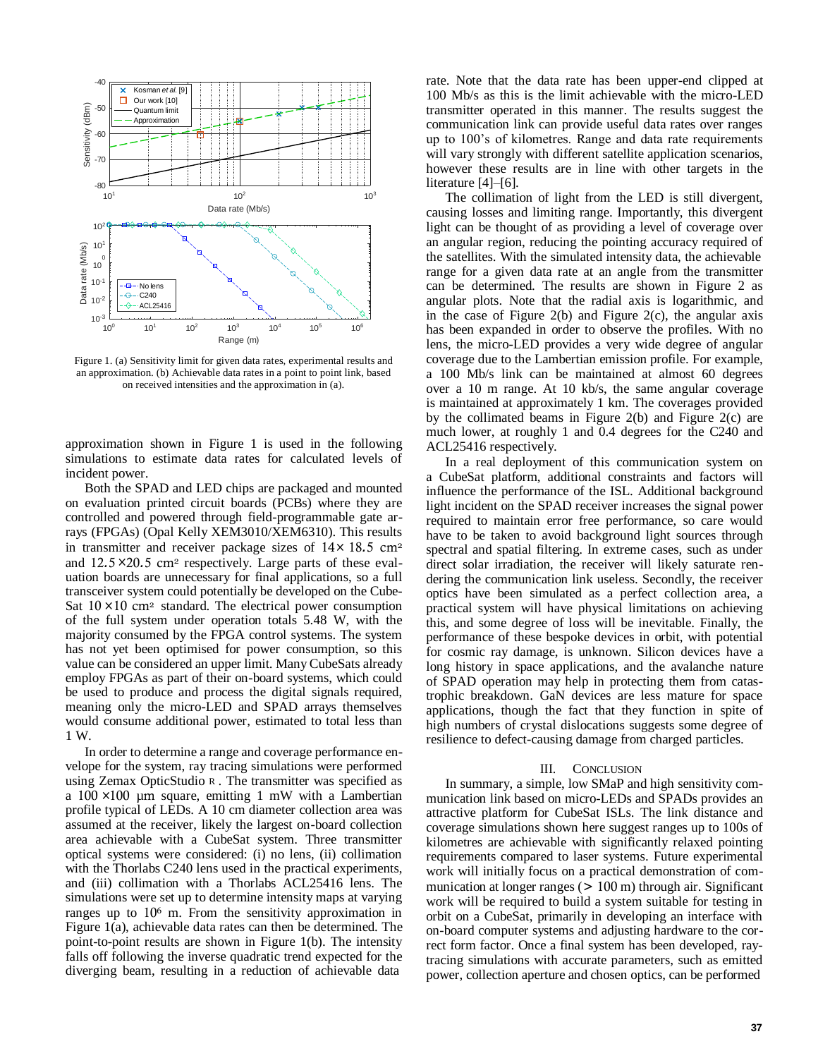Figure 1. (a) Sensitivity limit for given data rates, experimental results and an approximation. (b) Achievable data rates in a point to point link, based on received intensities and the approximation in (a).

approximation shown in Figure 1 is used in the following simulations to estimate data rates for calculated levels of incident power.

Both the SPAD and LED chips are packaged and mounted on evaluation printed circuit boards (PCBs) where they are controlled and powered through field-programmable gate arrays (FPGAs) (Opal Kelly XEM3010/XEM6310). This results in transmitter and receiver package sizes of $14 \times 18.5$ cm² and $12.5 \times 20.5$ cm² respectively. Large parts of these evaluation boards are unnecessary for final applications, so a full transceiver system could potentially be developed on the CubeSat $10 \times 10$ cm² standard. The electrical power consumption of the full system under operation totals 5.48 W, with the majority consumed by the FPGA control systems. The system has not yet been optimised for power consumption, so this value can be considered an upper limit. Many CubeSats already employ FPGAs as part of their on-board systems, which could be used to produce and process the digital signals required, meaning only the micro-LED and SPAD arrays themselves would consume additional power, estimated to total less than 1 W.

In order to determine a range and coverage performance envelope for the system, ray tracing simulations were performed using Zemax OpticStudio ®. The transmitter was specified as a $100 \times 100$ µm square, emitting 1 mW with a Lambertian profile typical of LEDs. A 10 cm diameter collection area was assumed at the receiver, likely the largest on-board collection area achievable with a CubeSat system. Three transmitter optical systems were considered: (i) no lens, (ii) collimation with the Thorlabs C240 lens used in the practical experiments, and (iii) collimation with a Thorlabs ACL25416 lens. The simulations were set up to determine intensity maps at varying ranges up to $10^6$ m. From the sensitivity approximation in Figure 1(a), achievable data rates can then be determined. The point-to-point results are shown in Figure 1(b). The intensity falls off following the inverse quadratic trend expected for the diverging beam, resulting in a reduction of achievable data rate. Note that the data rate has been upper-end clipped at 100 Mb/s as this is the limit achievable with the micro-LED transmitter operated in this manner. The results suggest the communication link can provide useful data rates over ranges up to 100's of kilometres. Range and data rate requirements will vary strongly with different satellite application scenarios, however these results are in line with other targets in the literature [4]–[6].

The collimation of light from the LED is still divergent, causing losses and limiting range. Importantly, this divergent light can be thought of as providing a level of coverage over an angular region, reducing the pointing accuracy required of the satellites. With the simulated intensity data, the achievable range for a given data rate at an angle from the transmitter can be determined. The results are shown in Figure 2 as angular plots. Note that the radial axis is logarithmic, and in the case of Figure 2(b) and Figure 2(c), the angular axis has been expanded in order to observe the profiles. With no lens, the micro-LED provides a very wide degree of angular coverage due to the Lambertian emission profile. For example, a 100 Mb/s link can be maintained at almost 60 degrees over a 10 m range. At 10 kb/s, the same angular coverage is maintained at approximately 1 km. The coverages provided by the collimated beams in Figure 2(b) and Figure 2(c) are much lower, at roughly 1 and 0.4 degrees for the C240 and ACL25416 respectively.

In a real deployment of this communication system on a CubeSat platform, additional constraints and factors will influence the performance of the ISL. Additional background light incident on the SPAD receiver increases the signal power required to maintain error free performance, so care would have to be taken to avoid background light sources through spectral and spatial filtering. In extreme cases, such as under direct solar irradiation, the receiver will likely saturate rendering the communication link useless. Secondly, the receiver optics have been simulated as a perfect collection area, a practical system will have physical limitations on achieving this, and some degree of loss will be inevitable. Finally, the performance of these bespoke devices in orbit, with potential for cosmic ray damage, is unknown. Silicon devices have a long history in space applications, and the avalanche nature of SPAD operation may help in protecting them from catastrophic breakdown. GaN devices are less mature for space applications, though the fact that they function in spite of high numbers of crystal dislocations suggests some degree of resilience to defect-causing damage from charged particles.

## III. Conclusion

In summary, a simple, low SMaP and high sensitivity communication link based on micro-LEDs and SPADs provides an attractive platform for CubeSat ISLs. The link distance and coverage simulations shown here suggest ranges up to 100s of kilometres are achievable with significantly relaxed pointing requirements compared to laser systems. Future experimental work will initially focus on a practical demonstration of communication at longer ranges ($>$ 100 m) through air. Significant work will be required to build a system suitable for testing in orbit on a CubeSat, primarily in developing an interface with on-board computer systems and adjusting hardware to the correct form factor. Once a final system has been developed, ray-tracing simulations with accurate parameters, such as emitted power, collection aperture and chosen optics, can be performed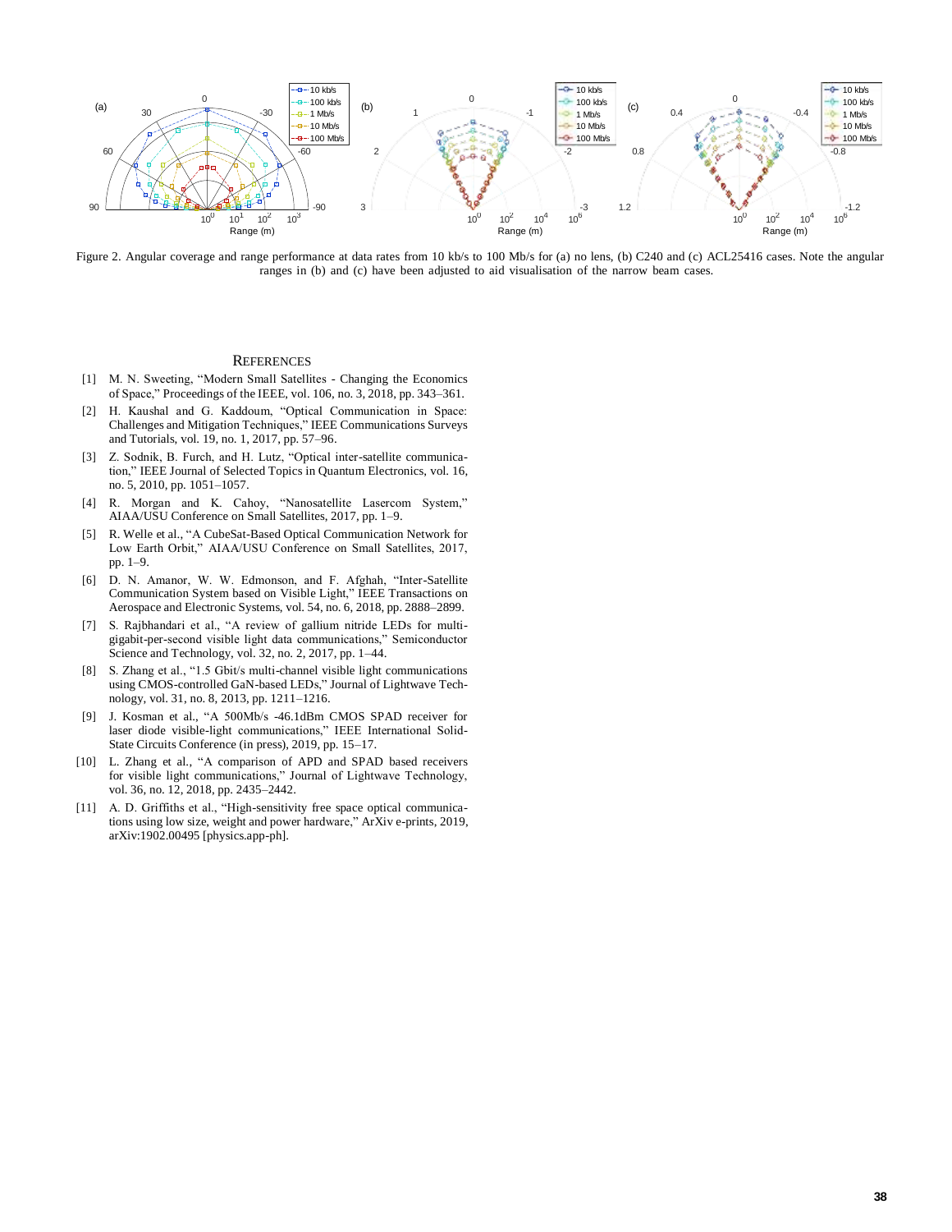(a)

0
30
-30
60
-60
90
-90

$10^0$ $10^1$ $10^2$ $10^3$
Range (m)

10 kb/s
100 kb/s
1 Mb/s
10 Mb/s
100 Mb/s

(b)

0
1
-1
2
-2
3
-3

$10^0$ $10^2$ $10^4$ $10^6$
Range (m)

10 kb/s
100 kb/s
1 Mb/s
10 Mb/s
100 Mb/s

(c)

0
0.4
-0.4
0.8
-0.8
1.2
-1.2

$10^0$ $10^2$ $10^4$ $10^6$
Range (m)

10 kb/s
100 kb/s
1 Mb/s
10 Mb/s
100 Mb/s

Figure 2. Angular coverage and range performance at data rates from 10 kb/s to 100 Mb/s for (a) no lens, (b) C240 and (c) ACL25416 cases. Note the angular ranges in (b) and (c) have been adjusted to aid visualisation of the narrow beam cases.

## REFERENCES

[1] M. N. Sweeting, "Modern Small Satellites - Changing the Economics of Space," Proceedings of the IEEE, vol. 106, no. 3, 2018, pp. 343–361.

[2] H. Kaushal and G. Kaddoum, "Optical Communication in Space: Challenges and Mitigation Techniques," IEEE Communications Surveys and Tutorials, vol. 19, no. 1, 2017, pp. 57–96.

[3] Z. Sodnik, B. Furch, and H. Lutz, "Optical inter-satellite communication," IEEE Journal of Selected Topics in Quantum Electronics, vol. 16, no. 5, 2010, pp. 1051–1057.

[4] R. Morgan and K. Cahoy, "Nanosatellite Lasercom System," AIAA/USU Conference on Small Satellites, 2017, pp. 1–9.

[5] R. Welle et al., "A CubeSat-Based Optical Communication Network for Low Earth Orbit," AIAA/USU Conference on Small Satellites, 2017, pp. 1–9.

[6] D. N. Amanor, W. W. Edmonson, and F. Afghah, "Inter-Satellite Communication System based on Visible Light," IEEE Transactions on Aerospace and Electronic Systems, vol. 54, no. 6, 2018, pp. 2888–2899.

[7] S. Rajbhandari et al., "A review of gallium nitride LEDs for multi-gigabit-per-second visible light data communications," Semiconductor Science and Technology, vol. 32, no. 2, 2017, pp. 1–44.

[8] S. Zhang et al., "1.5 Gbit/s multi-channel visible light communications using CMOS-controlled GaN-based LEDs," Journal of Lightwave Technology, vol. 31, no. 8, 2013, pp. 1211–1216.

[9] J. Kosman et al., "A 500Mb/s -46.1dBm CMOS SPAD receiver for laser diode visible-light communications," IEEE International Solid-State Circuits Conference (in press), 2019, pp. 15–17.

[10] L. Zhang et al., "A comparison of APD and SPAD based receivers for visible light communications," Journal of Lightwave Technology, vol. 36, no. 12, 2018, pp. 2435–2442.

[11] A. D. Griffiths et al., "High-sensitivity free space optical communications using low size, weight and power hardware," ArXiv e-prints, 2019, arXiv:1902.00495 [physics.app-ph].